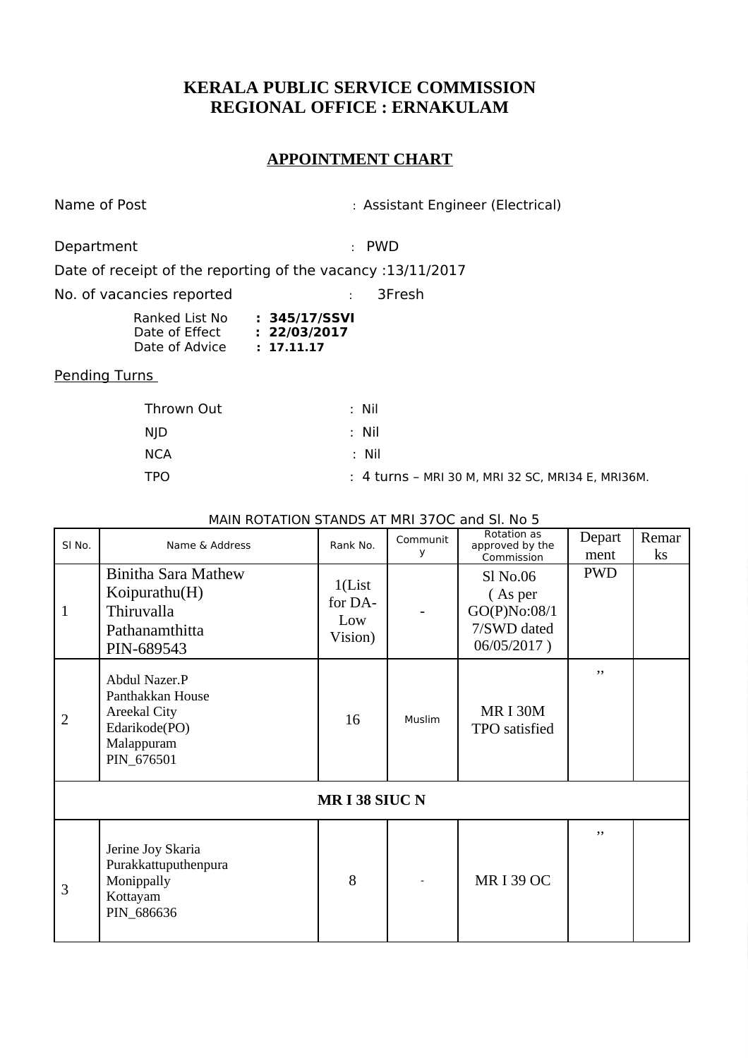# KERALA PUBLIC SERVICE COMMISSION
# REGIONAL OFFICE : ERNAKULAM

## APPOINTMENT CHART

Name of Post : Assistant Engineer (Electrical)

Department : PWD

Date of receipt of the reporting of the vacancy :13/11/2017

No. of vacancies reported : 3Fresh

Ranked List No **: 345/17/SSVI**
Date of Effect **: 22/03/2017**
Date of Advice **: 17.11.17**

Pending Turns

Thrown Out : Nil

NJD : Nil

NCA : Nil

TPO : 4 turns – MRI 30 M, MRI 32 SC, MRI34 E, MRI36M.

MAIN ROTATION STANDS AT MRI 37OC and Sl. No 5

| Sl No. | Name & Address | Rank No. | Community | Rotation as approved by the Commission | Department | Remarks |
|---|---|---|---|---|---|---|
| 1 | Binitha Sara Mathew Koipurathu(H) Thiruvalla Pathanamthitta PIN-689543 | 1(List for DA-Low Vision) | - | Sl No.06 ( As per GO(P)No:08/17/SWD dated 06/05/2017 ) | PWD | |
| 2 | Abdul Nazer.P Panthakkan House Areekal City Edarikode(PO) Malappuram PIN_676501 | 16 | Muslim | MR I 30M TPO satisfied | ,, | |
| **MR I 38 SIUC N** | | | | | | |
| 3 | Jerine Joy Skaria Purakkattuputhenpura Monippally Kottayam PIN_686636 | 8 | - | MR I 39 OC | ,, | |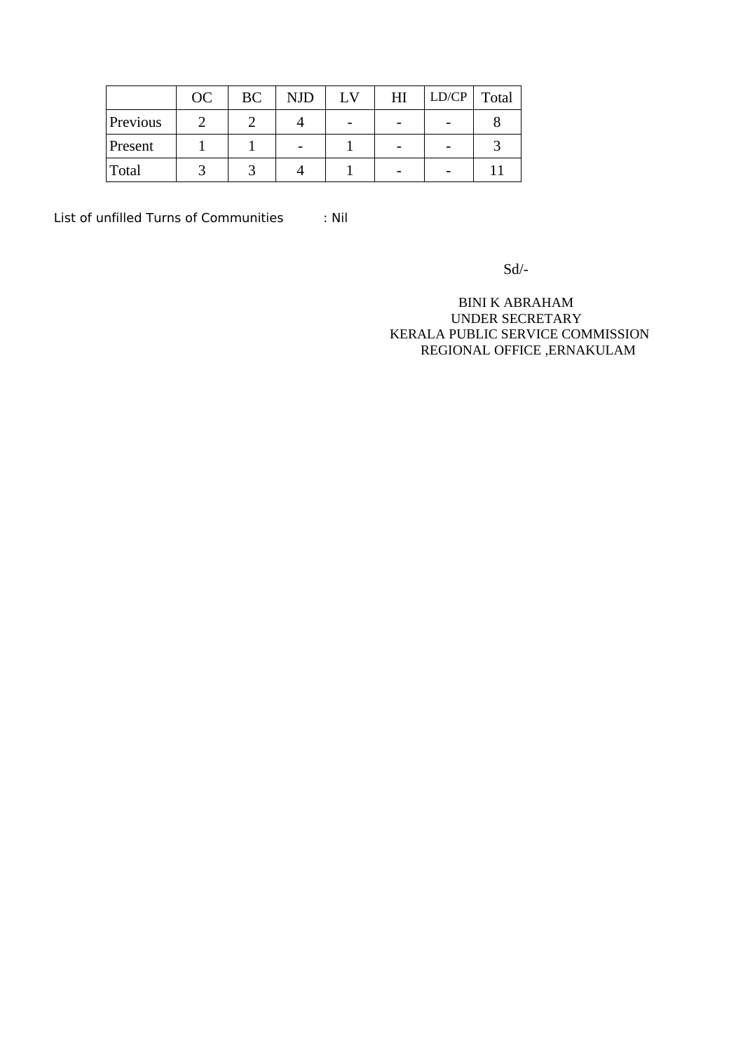| | OC | BC | NJD | LV | HI | LD/CP | Total |
|---|---|---|---|---|---|---|---|
| Previous | 2 | 2 | 4 | - | - | - | 8 |
| Present | 1 | 1 | - | 1 | - | - | 3 |
| Total | 3 | 3 | 4 | 1 | - | - | 11 |

List of unfilled Turns of Communities : Nil

Sd/-

BINI K ABRAHAM
UNDER SECRETARY
KERALA PUBLIC SERVICE COMMISSION
REGIONAL OFFICE ,ERNAKULAM